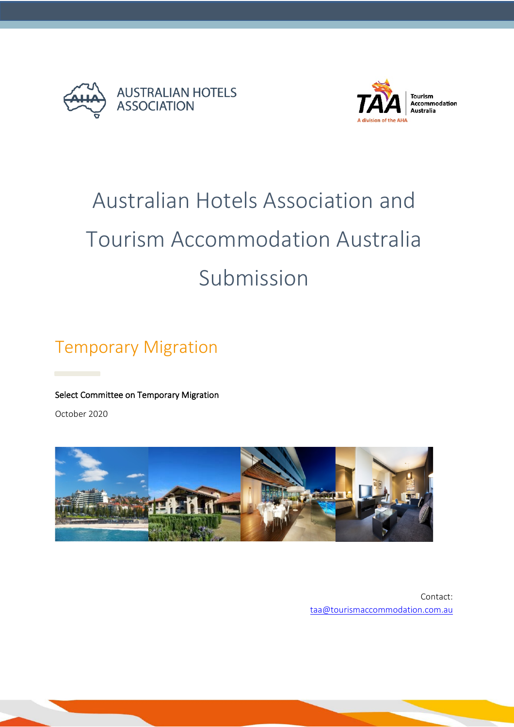AUSTRALIAN HOTELS ASSOCIATION

TAA Tourism Accommodation Australia — A division of the AHA

# Australian Hotels Association and Tourism Accommodation Australia Submission

## Temporary Migration

**Select Committee on Temporary Migration**

October 2020

Contact:
taa@tourismaccommodation.com.au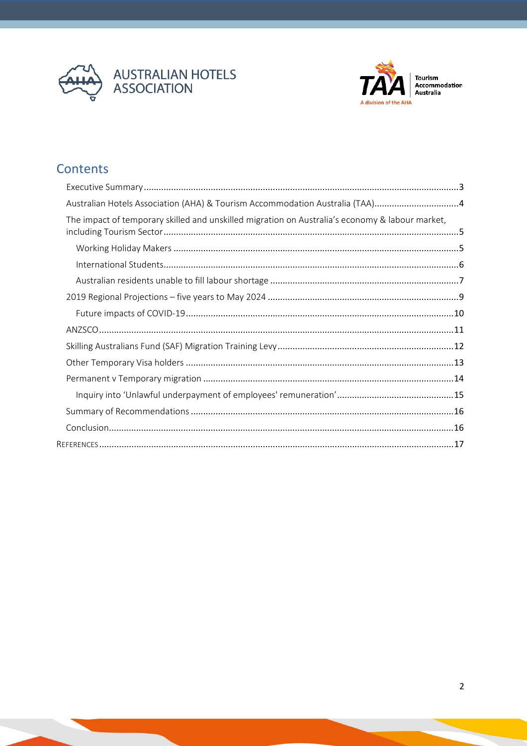## Contents

- Executive Summary ..... 3
- Australian Hotels Association (AHA) & Tourism Accommodation Australia (TAA) ..... 4
- The impact of temporary skilled and unskilled migration on Australia's economy & labour market, including Tourism Sector ..... 5
  - Working Holiday Makers ..... 5
  - International Students ..... 6
  - Australian residents unable to fill labour shortage ..... 7
- 2019 Regional Projections – five years to May 2024 ..... 9
  - Future impacts of COVID-19 ..... 10
- ANZSCO ..... 11
- Skilling Australians Fund (SAF) Migration Training Levy ..... 12
- Other Temporary Visa holders ..... 13
- Permanent v Temporary migration ..... 14
  - Inquiry into 'Unlawful underpayment of employees' remuneration' ..... 15
- Summary of Recommendations ..... 16
- Conclusion ..... 16
- References ..... 17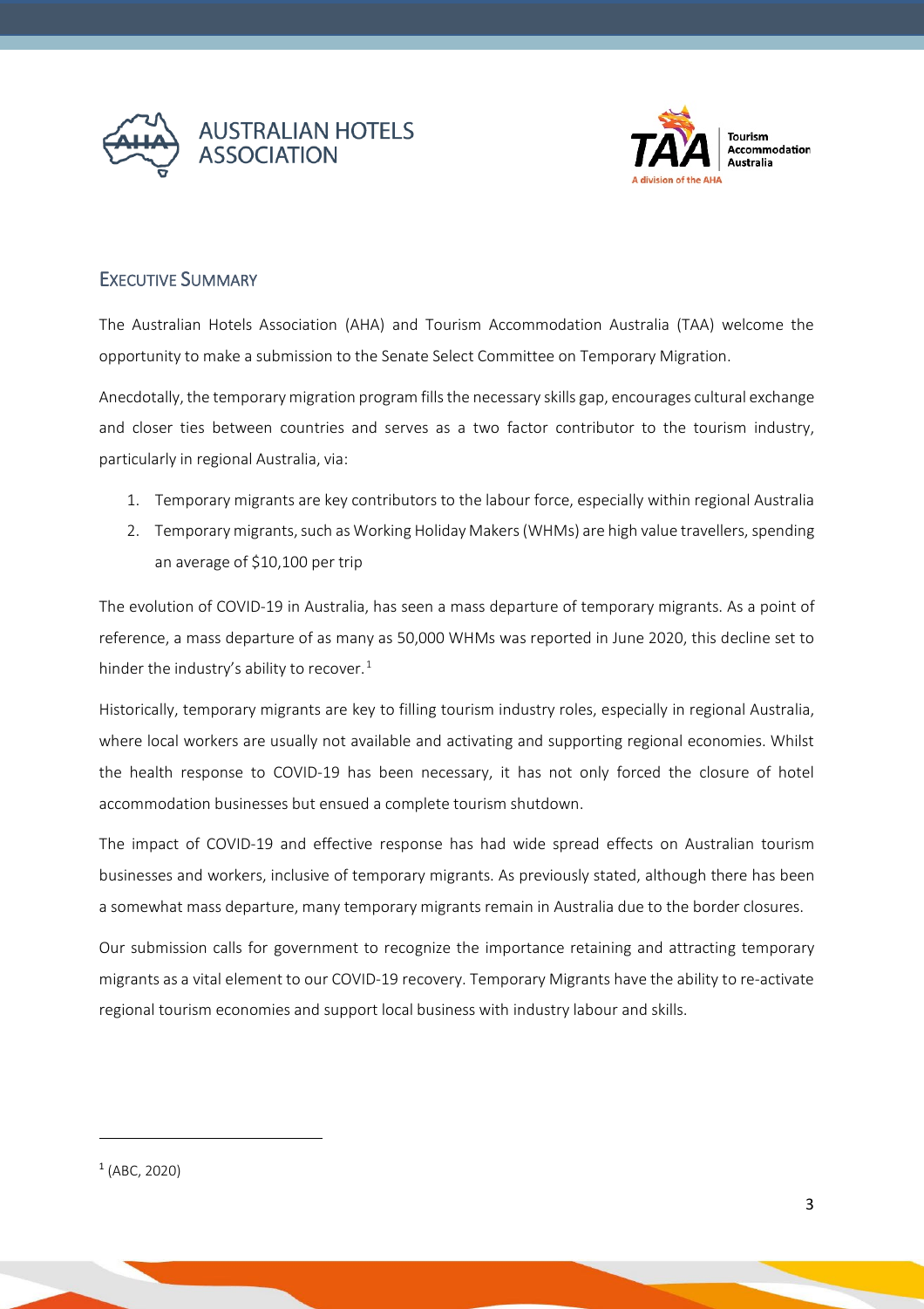## Executive Summary

The Australian Hotels Association (AHA) and Tourism Accommodation Australia (TAA) welcome the opportunity to make a submission to the Senate Select Committee on Temporary Migration.

Anecdotally, the temporary migration program fills the necessary skills gap, encourages cultural exchange and closer ties between countries and serves as a two factor contributor to the tourism industry, particularly in regional Australia, via:

1. Temporary migrants are key contributors to the labour force, especially within regional Australia
2. Temporary migrants, such as Working Holiday Makers (WHMs) are high value travellers, spending an average of $10,100 per trip

The evolution of COVID-19 in Australia, has seen a mass departure of temporary migrants. As a point of reference, a mass departure of as many as 50,000 WHMs was reported in June 2020, this decline set to hinder the industry's ability to recover.[1]

Historically, temporary migrants are key to filling tourism industry roles, especially in regional Australia, where local workers are usually not available and activating and supporting regional economies. Whilst the health response to COVID-19 has been necessary, it has not only forced the closure of hotel accommodation businesses but ensued a complete tourism shutdown.

The impact of COVID-19 and effective response has had wide spread effects on Australian tourism businesses and workers, inclusive of temporary migrants. As previously stated, although there has been a somewhat mass departure, many temporary migrants remain in Australia due to the border closures.

Our submission calls for government to recognize the importance retaining and attracting temporary migrants as a vital element to our COVID-19 recovery. Temporary Migrants have the ability to re-activate regional tourism economies and support local business with industry labour and skills.

---

[1] (ABC, 2020)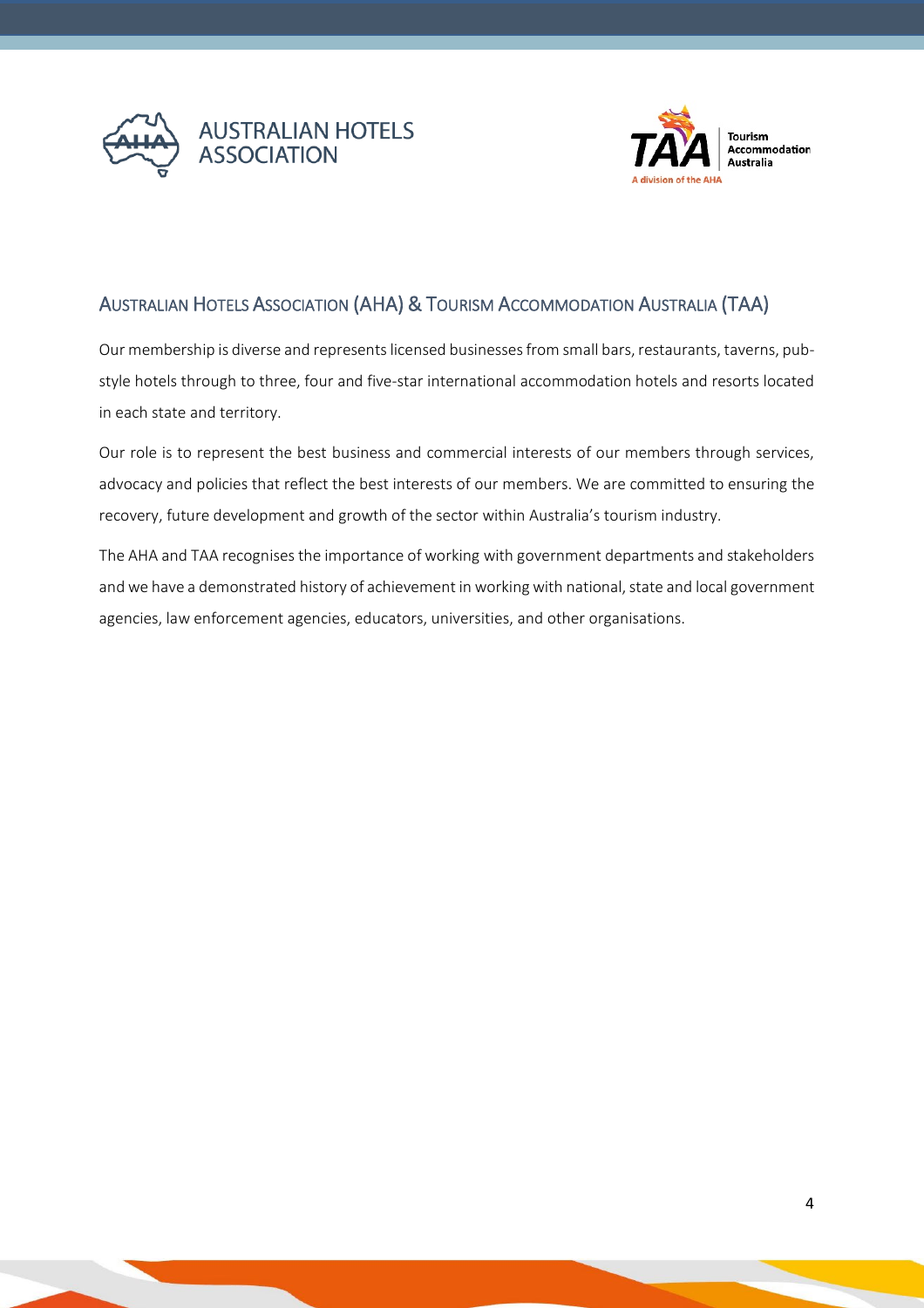## Australian Hotels Association (AHA) & Tourism Accommodation Australia (TAA)

Our membership is diverse and represents licensed businesses from small bars, restaurants, taverns, pub-style hotels through to three, four and five-star international accommodation hotels and resorts located in each state and territory.

Our role is to represent the best business and commercial interests of our members through services, advocacy and policies that reflect the best interests of our members. We are committed to ensuring the recovery, future development and growth of the sector within Australia's tourism industry.

The AHA and TAA recognises the importance of working with government departments and stakeholders and we have a demonstrated history of achievement in working with national, state and local government agencies, law enforcement agencies, educators, universities, and other organisations.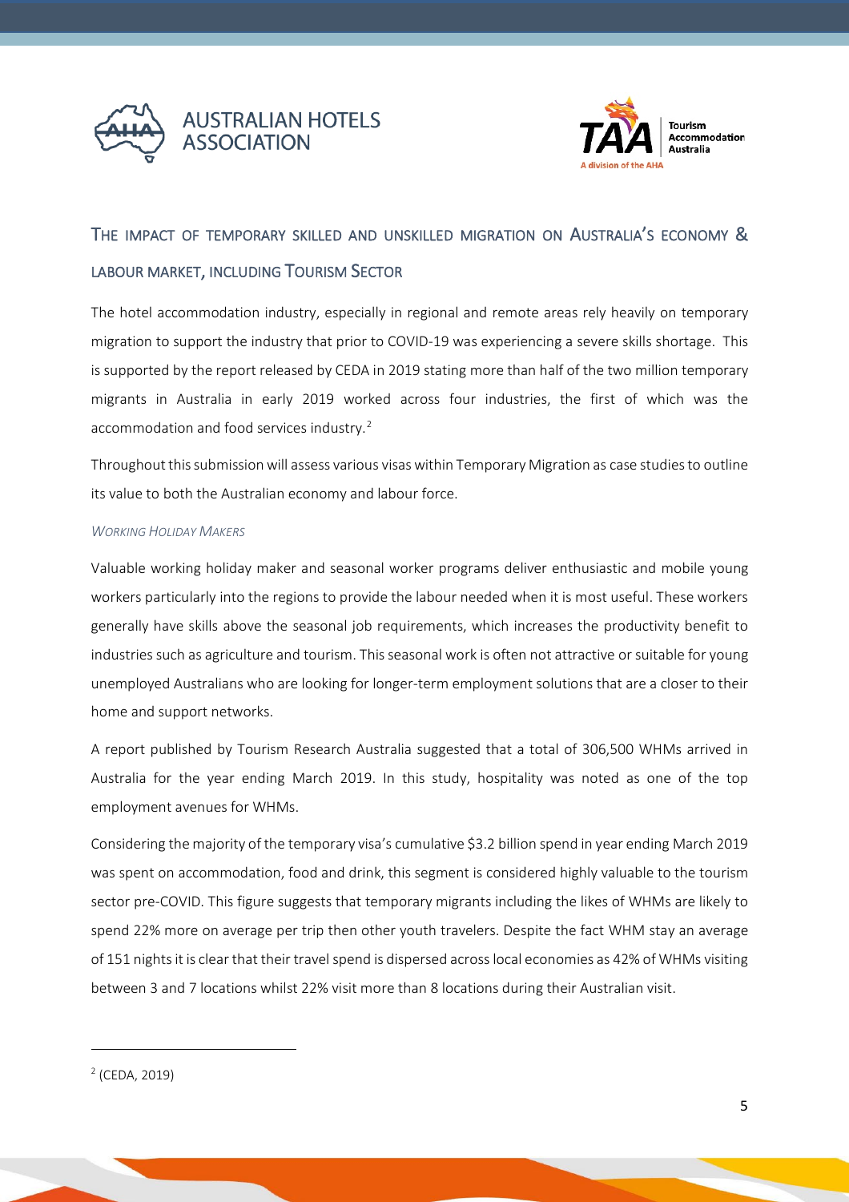## THE IMPACT OF TEMPORARY SKILLED AND UNSKILLED MIGRATION ON AUSTRALIA'S ECONOMY & LABOUR MARKET, INCLUDING TOURISM SECTOR

The hotel accommodation industry, especially in regional and remote areas rely heavily on temporary migration to support the industry that prior to COVID-19 was experiencing a severe skills shortage. This is supported by the report released by CEDA in 2019 stating more than half of the two million temporary migrants in Australia in early 2019 worked across four industries, the first of which was the accommodation and food services industry.[2]

Throughout this submission will assess various visas within Temporary Migration as case studies to outline its value to both the Australian economy and labour force.

### *WORKING HOLIDAY MAKERS*

Valuable working holiday maker and seasonal worker programs deliver enthusiastic and mobile young workers particularly into the regions to provide the labour needed when it is most useful. These workers generally have skills above the seasonal job requirements, which increases the productivity benefit to industries such as agriculture and tourism. This seasonal work is often not attractive or suitable for young unemployed Australians who are looking for longer-term employment solutions that are a closer to their home and support networks.

A report published by Tourism Research Australia suggested that a total of 306,500 WHMs arrived in Australia for the year ending March 2019. In this study, hospitality was noted as one of the top employment avenues for WHMs.

Considering the majority of the temporary visa's cumulative $3.2 billion spend in year ending March 2019 was spent on accommodation, food and drink, this segment is considered highly valuable to the tourism sector pre-COVID. This figure suggests that temporary migrants including the likes of WHMs are likely to spend 22% more on average per trip then other youth travelers. Despite the fact WHM stay an average of 151 nights it is clear that their travel spend is dispersed across local economies as 42% of WHMs visiting between 3 and 7 locations whilst 22% visit more than 8 locations during their Australian visit.

---

[2] (CEDA, 2019)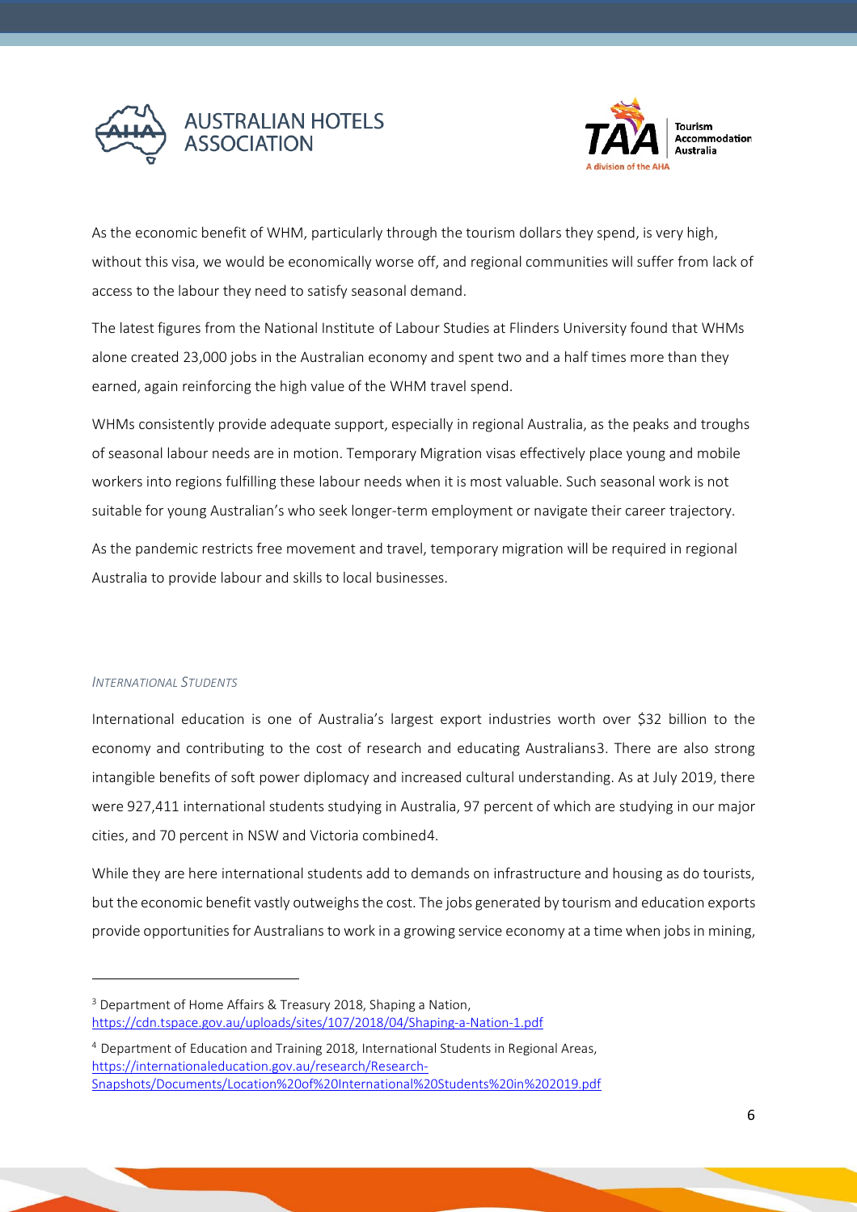As the economic benefit of WHM, particularly through the tourism dollars they spend, is very high, without this visa, we would be economically worse off, and regional communities will suffer from lack of access to the labour they need to satisfy seasonal demand.

The latest figures from the National Institute of Labour Studies at Flinders University found that WHMs alone created 23,000 jobs in the Australian economy and spent two and a half times more than they earned, again reinforcing the high value of the WHM travel spend.

WHMs consistently provide adequate support, especially in regional Australia, as the peaks and troughs of seasonal labour needs are in motion. Temporary Migration visas effectively place young and mobile workers into regions fulfilling these labour needs when it is most valuable. Such seasonal work is not suitable for young Australian's who seek longer-term employment or navigate their career trajectory.

As the pandemic restricts free movement and travel, temporary migration will be required in regional Australia to provide labour and skills to local businesses.

*INTERNATIONAL STUDENTS*

International education is one of Australia's largest export industries worth over $32 billion to the economy and contributing to the cost of research and educating Australians[3]. There are also strong intangible benefits of soft power diplomacy and increased cultural understanding. As at July 2019, there were 927,411 international students studying in Australia, 97 percent of which are studying in our major cities, and 70 percent in NSW and Victoria combined[4].

While they are here international students add to demands on infrastructure and housing as do tourists, but the economic benefit vastly outweighs the cost. The jobs generated by tourism and education exports provide opportunities for Australians to work in a growing service economy at a time when jobs in mining,

---

[3] Department of Home Affairs & Treasury 2018, Shaping a Nation, https://cdn.tspace.gov.au/uploads/sites/107/2018/04/Shaping-a-Nation-1.pdf

[4] Department of Education and Training 2018, International Students in Regional Areas, https://internationaleducation.gov.au/research/Research-Snapshots/Documents/Location%20of%20International%20Students%20in%202019.pdf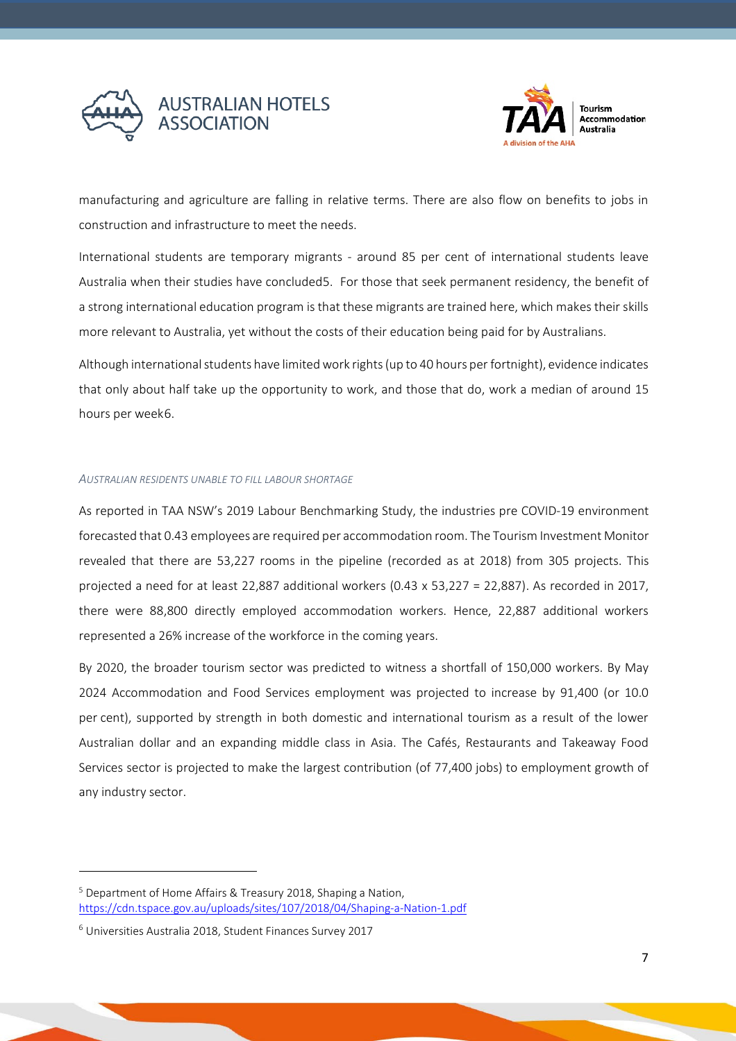manufacturing and agriculture are falling in relative terms. There are also flow on benefits to jobs in construction and infrastructure to meet the needs.

International students are temporary migrants - around 85 per cent of international students leave Australia when their studies have concluded[5]. For those that seek permanent residency, the benefit of a strong international education program is that these migrants are trained here, which makes their skills more relevant to Australia, yet without the costs of their education being paid for by Australians.

Although international students have limited work rights (up to 40 hours per fortnight), evidence indicates that only about half take up the opportunity to work, and those that do, work a median of around 15 hours per week[6].

###### *AUSTRALIAN RESIDENTS UNABLE TO FILL LABOUR SHORTAGE*

As reported in TAA NSW's 2019 Labour Benchmarking Study, the industries pre COVID-19 environment forecasted that 0.43 employees are required per accommodation room. The Tourism Investment Monitor revealed that there are 53,227 rooms in the pipeline (recorded as at 2018) from 305 projects. This projected a need for at least 22,887 additional workers (0.43 x 53,227 = 22,887). As recorded in 2017, there were 88,800 directly employed accommodation workers. Hence, 22,887 additional workers represented a 26% increase of the workforce in the coming years.

By 2020, the broader tourism sector was predicted to witness a shortfall of 150,000 workers. By May 2024 Accommodation and Food Services employment was projected to increase by 91,400 (or 10.0 per cent), supported by strength in both domestic and international tourism as a result of the lower Australian dollar and an expanding middle class in Asia. The Cafés, Restaurants and Takeaway Food Services sector is projected to make the largest contribution (of 77,400 jobs) to employment growth of any industry sector.

---

[5] Department of Home Affairs & Treasury 2018, Shaping a Nation, https://cdn.tspace.gov.au/uploads/sites/107/2018/04/Shaping-a-Nation-1.pdf

[6] Universities Australia 2018, Student Finances Survey 2017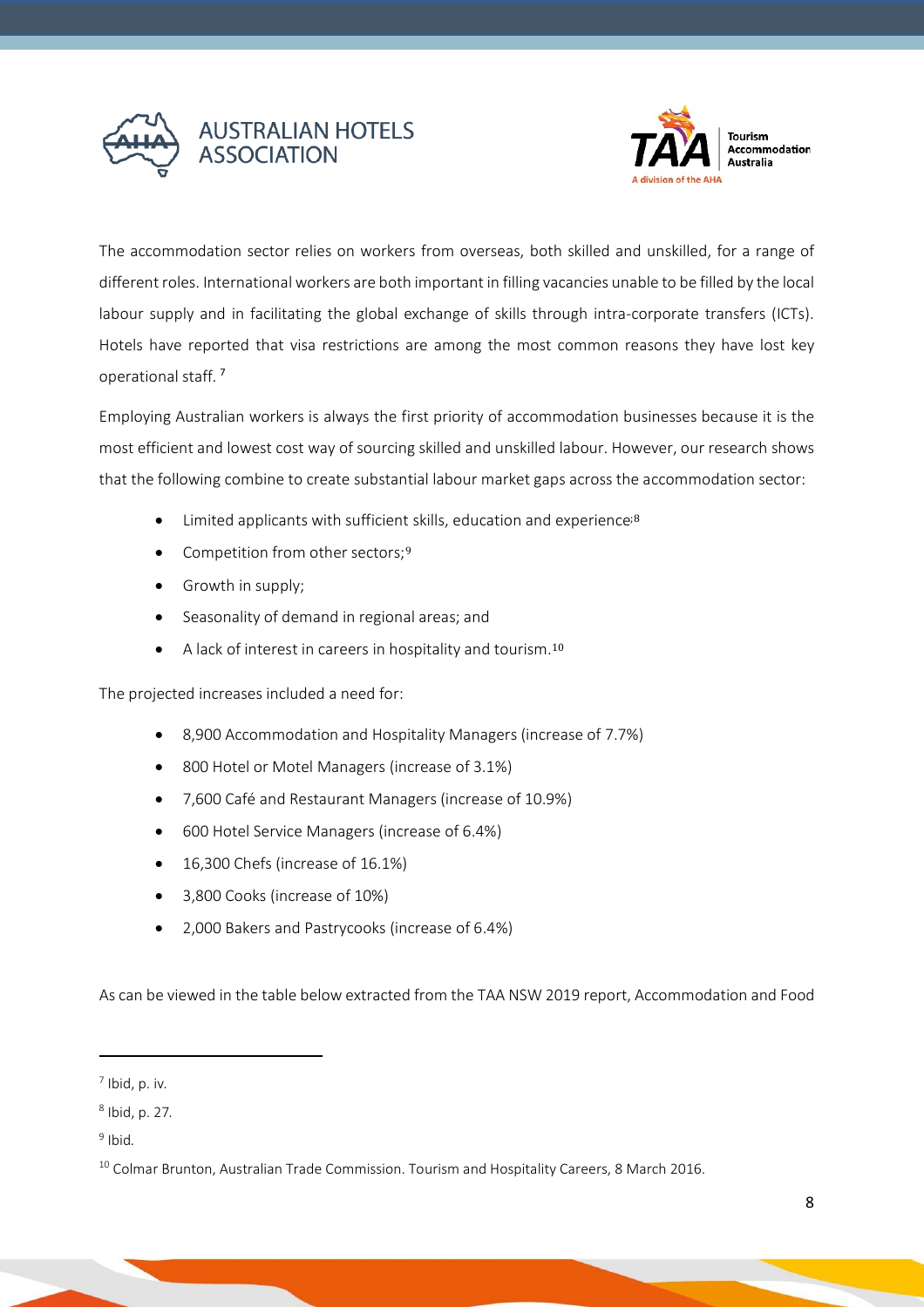The accommodation sector relies on workers from overseas, both skilled and unskilled, for a range of different roles. International workers are both important in filling vacancies unable to be filled by the local labour supply and in facilitating the global exchange of skills through intra-corporate transfers (ICTs). Hotels have reported that visa restrictions are among the most common reasons they have lost key operational staff. [7]

Employing Australian workers is always the first priority of accommodation businesses because it is the most efficient and lowest cost way of sourcing skilled and unskilled labour. However, our research shows that the following combine to create substantial labour market gaps across the accommodation sector:

- Limited applicants with sufficient skills, education and experience;[8]
- Competition from other sectors;[9]
- Growth in supply;
- Seasonality of demand in regional areas; and
- A lack of interest in careers in hospitality and tourism.[10]

The projected increases included a need for:

- 8,900 Accommodation and Hospitality Managers (increase of 7.7%)
- 800 Hotel or Motel Managers (increase of 3.1%)
- 7,600 Café and Restaurant Managers (increase of 10.9%)
- 600 Hotel Service Managers (increase of 6.4%)
- 16,300 Chefs (increase of 16.1%)
- 3,800 Cooks (increase of 10%)
- 2,000 Bakers and Pastrycooks (increase of 6.4%)

As can be viewed in the table below extracted from the TAA NSW 2019 report, Accommodation and Food

[7] Ibid, p. iv.

[8] Ibid, p. 27.

[9] Ibid.

[10] Colmar Brunton, Australian Trade Commission. Tourism and Hospitality Careers, 8 March 2016.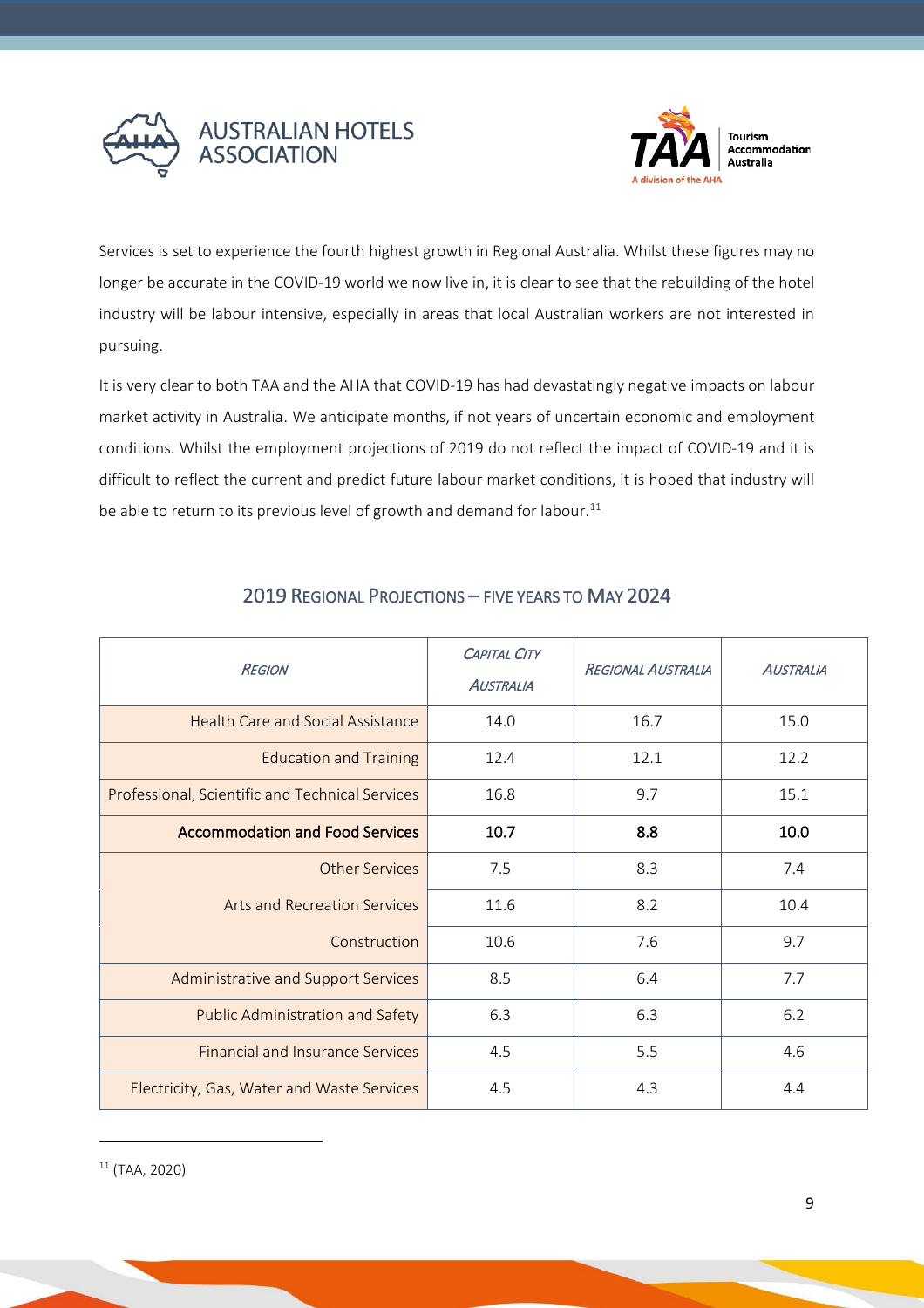Services is set to experience the fourth highest growth in Regional Australia. Whilst these figures may no longer be accurate in the COVID-19 world we now live in, it is clear to see that the rebuilding of the hotel industry will be labour intensive, especially in areas that local Australian workers are not interested in pursuing.

It is very clear to both TAA and the AHA that COVID-19 has had devastatingly negative impacts on labour market activity in Australia. We anticipate months, if not years of uncertain economic and employment conditions. Whilst the employment projections of 2019 do not reflect the impact of COVID-19 and it is difficult to reflect the current and predict future labour market conditions, it is hoped that industry will be able to return to its previous level of growth and demand for labour.[11]

## 2019 Regional Projections – five years to May 2024

| *Region* | *Capital City Australia* | *Regional Australia* | *Australia* |
|---|---|---|---|
| Health Care and Social Assistance | 14.0 | 16.7 | 15.0 |
| Education and Training | 12.4 | 12.1 | 12.2 |
| Professional, Scientific and Technical Services | 16.8 | 9.7 | 15.1 |
| **Accommodation and Food Services** | **10.7** | **8.8** | **10.0** |
| Other Services | 7.5 | 8.3 | 7.4 |
| Arts and Recreation Services | 11.6 | 8.2 | 10.4 |
| Construction | 10.6 | 7.6 | 9.7 |
| Administrative and Support Services | 8.5 | 6.4 | 7.7 |
| Public Administration and Safety | 6.3 | 6.3 | 6.2 |
| Financial and Insurance Services | 4.5 | 5.5 | 4.6 |
| Electricity, Gas, Water and Waste Services | 4.5 | 4.3 | 4.4 |

[11] (TAA, 2020)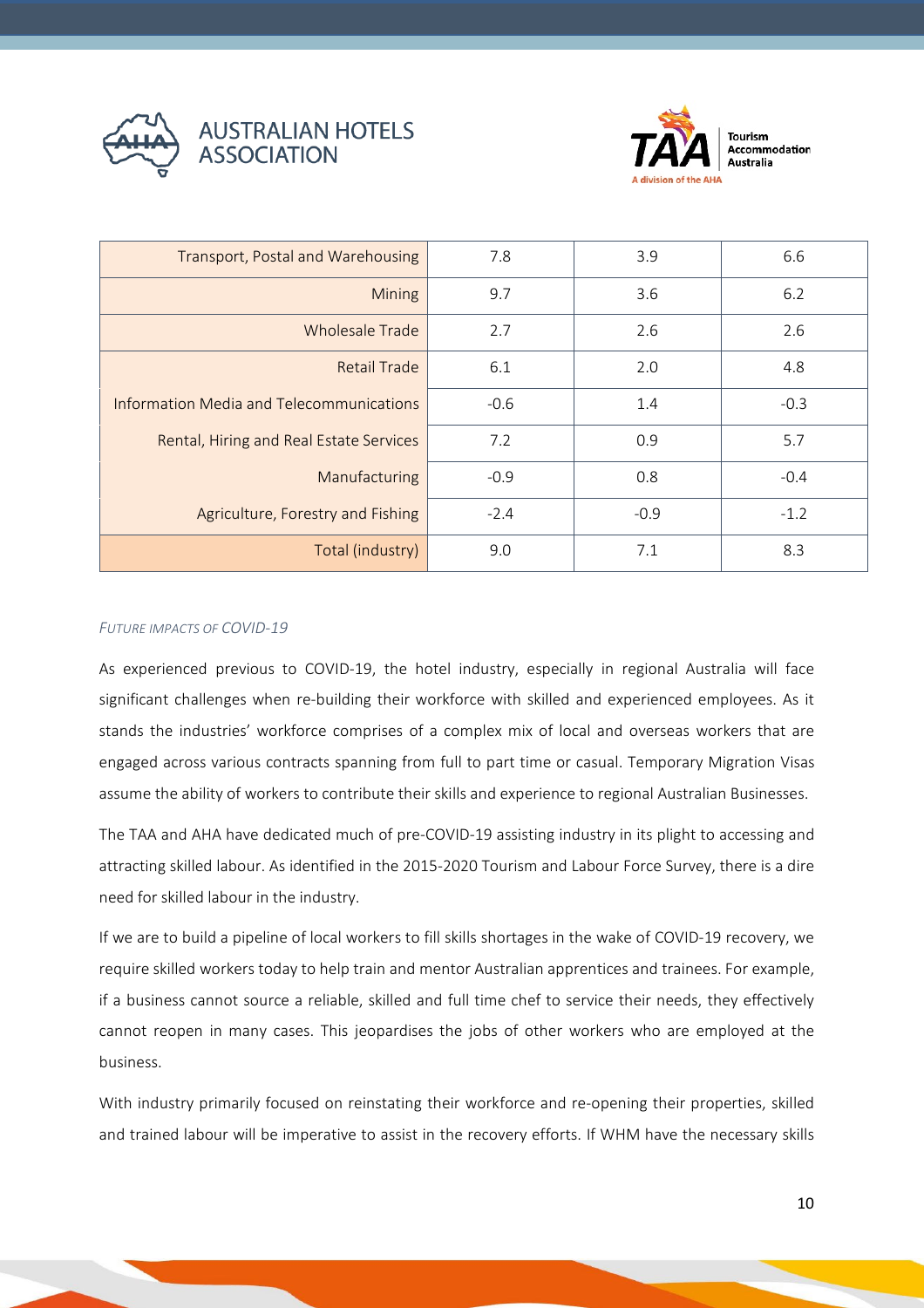| | | | |
|---|---|---|---|
| Transport, Postal and Warehousing | 7.8 | 3.9 | 6.6 |
| Mining | 9.7 | 3.6 | 6.2 |
| Wholesale Trade | 2.7 | 2.6 | 2.6 |
| Retail Trade | 6.1 | 2.0 | 4.8 |
| Information Media and Telecommunications | -0.6 | 1.4 | -0.3 |
| Rental, Hiring and Real Estate Services | 7.2 | 0.9 | 5.7 |
| Manufacturing | -0.9 | 0.8 | -0.4 |
| Agriculture, Forestry and Fishing | -2.4 | -0.9 | -1.2 |
| Total (industry) | 9.0 | 7.1 | 8.3 |

*FUTURE IMPACTS OF COVID-19*

As experienced previous to COVID-19, the hotel industry, especially in regional Australia will face significant challenges when re-building their workforce with skilled and experienced employees. As it stands the industries' workforce comprises of a complex mix of local and overseas workers that are engaged across various contracts spanning from full to part time or casual. Temporary Migration Visas assume the ability of workers to contribute their skills and experience to regional Australian Businesses.

The TAA and AHA have dedicated much of pre-COVID-19 assisting industry in its plight to accessing and attracting skilled labour. As identified in the 2015-2020 Tourism and Labour Force Survey, there is a dire need for skilled labour in the industry.

If we are to build a pipeline of local workers to fill skills shortages in the wake of COVID-19 recovery, we require skilled workers today to help train and mentor Australian apprentices and trainees. For example, if a business cannot source a reliable, skilled and full time chef to service their needs, they effectively cannot reopen in many cases. This jeopardises the jobs of other workers who are employed at the business.

With industry primarily focused on reinstating their workforce and re-opening their properties, skilled and trained labour will be imperative to assist in the recovery efforts. If WHM have the necessary skills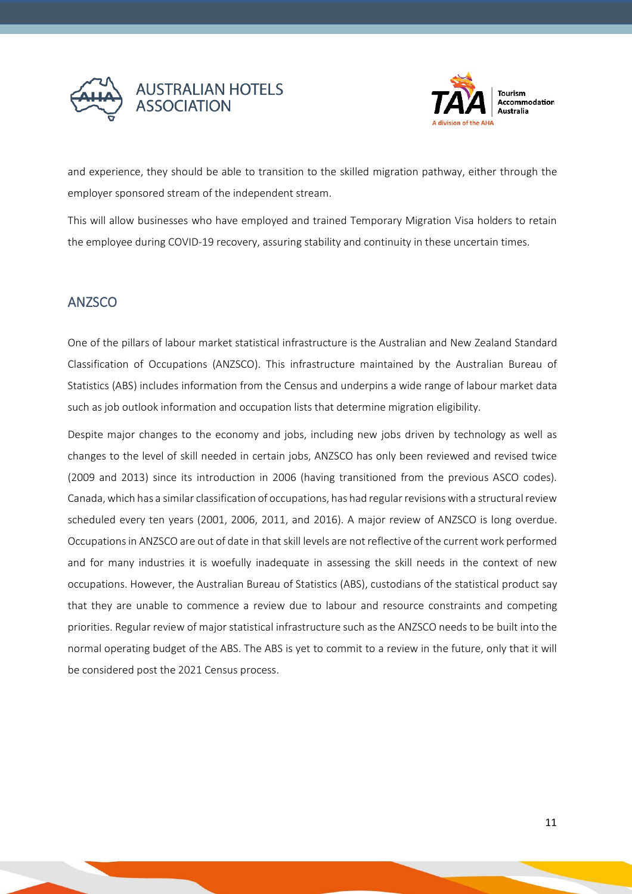and experience, they should be able to transition to the skilled migration pathway, either through the employer sponsored stream of the independent stream.

This will allow businesses who have employed and trained Temporary Migration Visa holders to retain the employee during COVID-19 recovery, assuring stability and continuity in these uncertain times.

## ANZSCO

One of the pillars of labour market statistical infrastructure is the Australian and New Zealand Standard Classification of Occupations (ANZSCO). This infrastructure maintained by the Australian Bureau of Statistics (ABS) includes information from the Census and underpins a wide range of labour market data such as job outlook information and occupation lists that determine migration eligibility.

Despite major changes to the economy and jobs, including new jobs driven by technology as well as changes to the level of skill needed in certain jobs, ANZSCO has only been reviewed and revised twice (2009 and 2013) since its introduction in 2006 (having transitioned from the previous ASCO codes). Canada, which has a similar classification of occupations, has had regular revisions with a structural review scheduled every ten years (2001, 2006, 2011, and 2016). A major review of ANZSCO is long overdue. Occupations in ANZSCO are out of date in that skill levels are not reflective of the current work performed and for many industries it is woefully inadequate in assessing the skill needs in the context of new occupations. However, the Australian Bureau of Statistics (ABS), custodians of the statistical product say that they are unable to commence a review due to labour and resource constraints and competing priorities. Regular review of major statistical infrastructure such as the ANZSCO needs to be built into the normal operating budget of the ABS. The ABS is yet to commit to a review in the future, only that it will be considered post the 2021 Census process.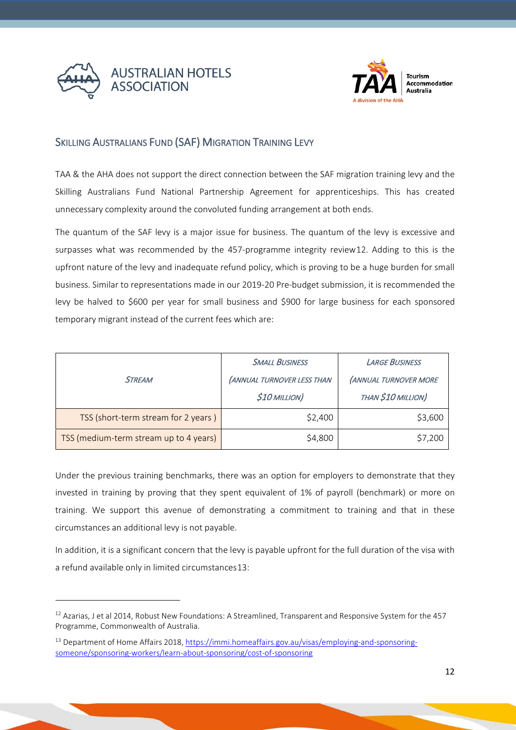## Skilling Australians Fund (SAF) Migration Training Levy

TAA & the AHA does not support the direct connection between the SAF migration training levy and the Skilling Australians Fund National Partnership Agreement for apprenticeships. This has created unnecessary complexity around the convoluted funding arrangement at both ends.

The quantum of the SAF levy is a major issue for business. The quantum of the levy is excessive and surpasses what was recommended by the 457-programme integrity review[12]. Adding to this is the upfront nature of the levy and inadequate refund policy, which is proving to be a huge burden for small business. Similar to representations made in our 2019-20 Pre-budget submission, it is recommended the levy be halved to $600 per year for small business and $900 for large business for each sponsored temporary migrant instead of the current fees which are:

| *Stream* | *Small Business (annual turnover less than $10 million)* | *Large Business (annual turnover more than $10 million)* |
|---|---|---|
| TSS (short-term stream for 2 years ) | $2,400 | $3,600 |
| TSS (medium-term stream up to 4 years) | $4,800 | $7,200 |

Under the previous training benchmarks, there was an option for employers to demonstrate that they invested in training by proving that they spent equivalent of 1% of payroll (benchmark) or more on training. We support this avenue of demonstrating a commitment to training and that in these circumstances an additional levy is not payable.

In addition, it is a significant concern that the levy is payable upfront for the full duration of the visa with a refund available only in limited circumstances[13]:

---

[12] Azarias, J et al 2014, Robust New Foundations: A Streamlined, Transparent and Responsive System for the 457 Programme, Commonwealth of Australia.

[13] Department of Home Affairs 2018, https://immi.homeaffairs.gov.au/visas/employing-and-sponsoring-someone/sponsoring-workers/learn-about-sponsoring/cost-of-sponsoring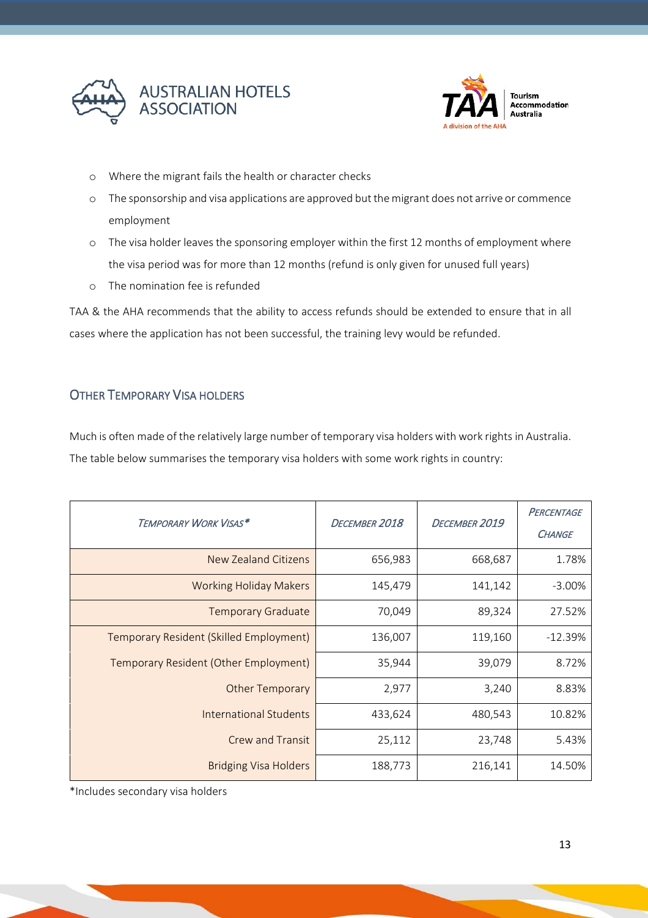- Where the migrant fails the health or character checks
- The sponsorship and visa applications are approved but the migrant does not arrive or commence employment
- The visa holder leaves the sponsoring employer within the first 12 months of employment where the visa period was for more than 12 months (refund is only given for unused full years)
- The nomination fee is refunded

TAA & the AHA recommends that the ability to access refunds should be extended to ensure that in all cases where the application has not been successful, the training levy would be refunded.

## Other Temporary Visa holders

Much is often made of the relatively large number of temporary visa holders with work rights in Australia. The table below summarises the temporary visa holders with some work rights in country:

| *Temporary Work Visas** | *December 2018* | *December 2019* | *Percentage Change* |
|---|---|---|---|
| New Zealand Citizens | 656,983 | 668,687 | 1.78% |
| Working Holiday Makers | 145,479 | 141,142 | -3.00% |
| Temporary Graduate | 70,049 | 89,324 | 27.52% |
| Temporary Resident (Skilled Employment) | 136,007 | 119,160 | -12.39% |
| Temporary Resident (Other Employment) | 35,944 | 39,079 | 8.72% |
| Other Temporary | 2,977 | 3,240 | 8.83% |
| International Students | 433,624 | 480,543 | 10.82% |
| Crew and Transit | 25,112 | 23,748 | 5.43% |
| Bridging Visa Holders | 188,773 | 216,141 | 14.50% |

*Includes secondary visa holders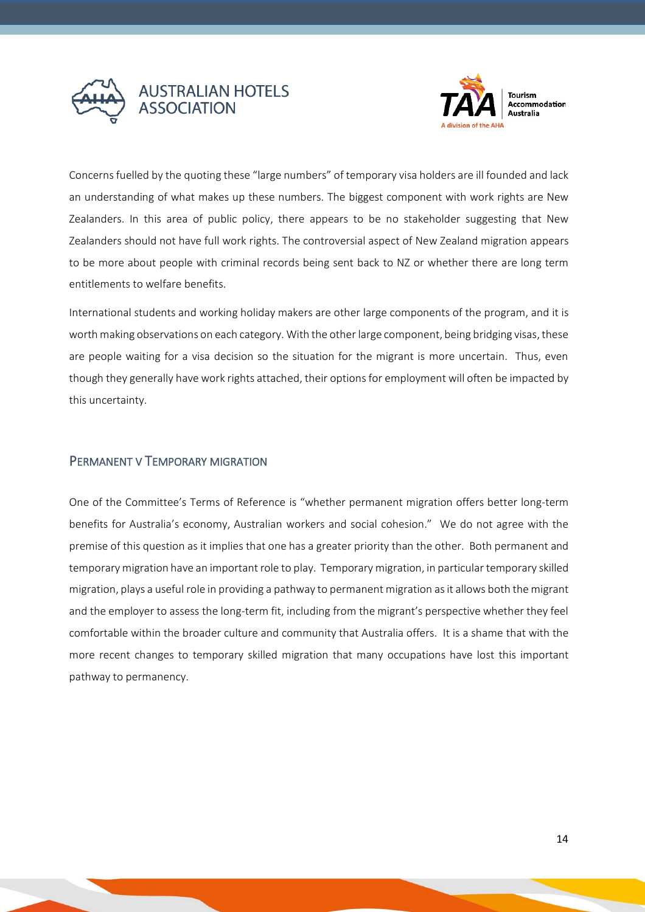Concerns fuelled by the quoting these "large numbers" of temporary visa holders are ill founded and lack an understanding of what makes up these numbers. The biggest component with work rights are New Zealanders. In this area of public policy, there appears to be no stakeholder suggesting that New Zealanders should not have full work rights. The controversial aspect of New Zealand migration appears to be more about people with criminal records being sent back to NZ or whether there are long term entitlements to welfare benefits.

International students and working holiday makers are other large components of the program, and it is worth making observations on each category. With the other large component, being bridging visas, these are people waiting for a visa decision so the situation for the migrant is more uncertain. Thus, even though they generally have work rights attached, their options for employment will often be impacted by this uncertainty.

## Permanent v Temporary migration

One of the Committee's Terms of Reference is "whether permanent migration offers better long-term benefits for Australia's economy, Australian workers and social cohesion." We do not agree with the premise of this question as it implies that one has a greater priority than the other. Both permanent and temporary migration have an important role to play. Temporary migration, in particular temporary skilled migration, plays a useful role in providing a pathway to permanent migration as it allows both the migrant and the employer to assess the long-term fit, including from the migrant's perspective whether they feel comfortable within the broader culture and community that Australia offers. It is a shame that with the more recent changes to temporary skilled migration that many occupations have lost this important pathway to permanency.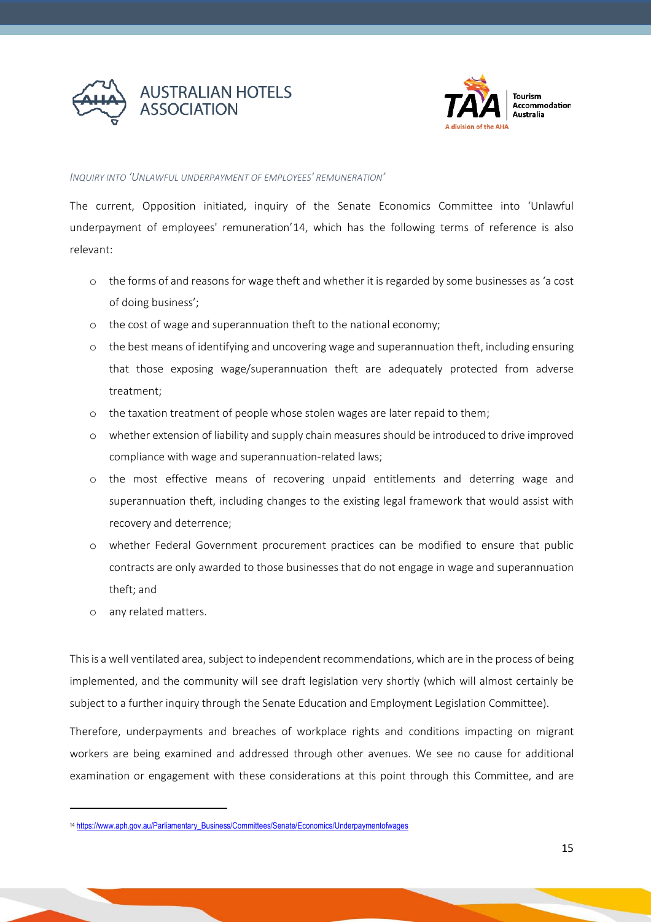### *Inquiry into 'Unlawful underpayment of employees' remuneration'*

The current, Opposition initiated, inquiry of the Senate Economics Committee into 'Unlawful underpayment of employees' remuneration'[14], which has the following terms of reference is also relevant:

- the forms of and reasons for wage theft and whether it is regarded by some businesses as 'a cost of doing business';
- the cost of wage and superannuation theft to the national economy;
- the best means of identifying and uncovering wage and superannuation theft, including ensuring that those exposing wage/superannuation theft are adequately protected from adverse treatment;
- the taxation treatment of people whose stolen wages are later repaid to them;
- whether extension of liability and supply chain measures should be introduced to drive improved compliance with wage and superannuation-related laws;
- the most effective means of recovering unpaid entitlements and deterring wage and superannuation theft, including changes to the existing legal framework that would assist with recovery and deterrence;
- whether Federal Government procurement practices can be modified to ensure that public contracts are only awarded to those businesses that do not engage in wage and superannuation theft; and
- any related matters.

This is a well ventilated area, subject to independent recommendations, which are in the process of being implemented, and the community will see draft legislation very shortly (which will almost certainly be subject to a further inquiry through the Senate Education and Employment Legislation Committee).

Therefore, underpayments and breaches of workplace rights and conditions impacting on migrant workers are being examined and addressed through other avenues. We see no cause for additional examination or engagement with these considerations at this point through this Committee, and are

---

[14] https://www.aph.gov.au/Parliamentary_Business/Committees/Senate/Economics/Underpaymentofwages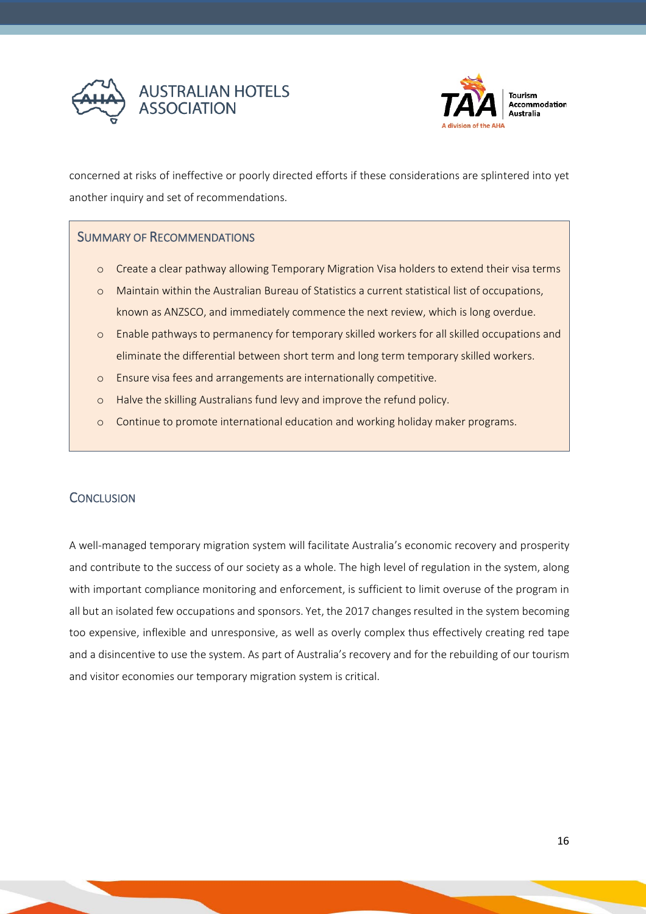concerned at risks of ineffective or poorly directed efforts if these considerations are splintered into yet another inquiry and set of recommendations.

## Summary of Recommendations

- Create a clear pathway allowing Temporary Migration Visa holders to extend their visa terms
- Maintain within the Australian Bureau of Statistics a current statistical list of occupations, known as ANZSCO, and immediately commence the next review, which is long overdue.
- Enable pathways to permanency for temporary skilled workers for all skilled occupations and eliminate the differential between short term and long term temporary skilled workers.
- Ensure visa fees and arrangements are internationally competitive.
- Halve the skilling Australians fund levy and improve the refund policy.
- Continue to promote international education and working holiday maker programs.

## Conclusion

A well-managed temporary migration system will facilitate Australia's economic recovery and prosperity and contribute to the success of our society as a whole. The high level of regulation in the system, along with important compliance monitoring and enforcement, is sufficient to limit overuse of the program in all but an isolated few occupations and sponsors. Yet, the 2017 changes resulted in the system becoming too expensive, inflexible and unresponsive, as well as overly complex thus effectively creating red tape and a disincentive to use the system. As part of Australia's recovery and for the rebuilding of our tourism and visitor economies our temporary migration system is critical.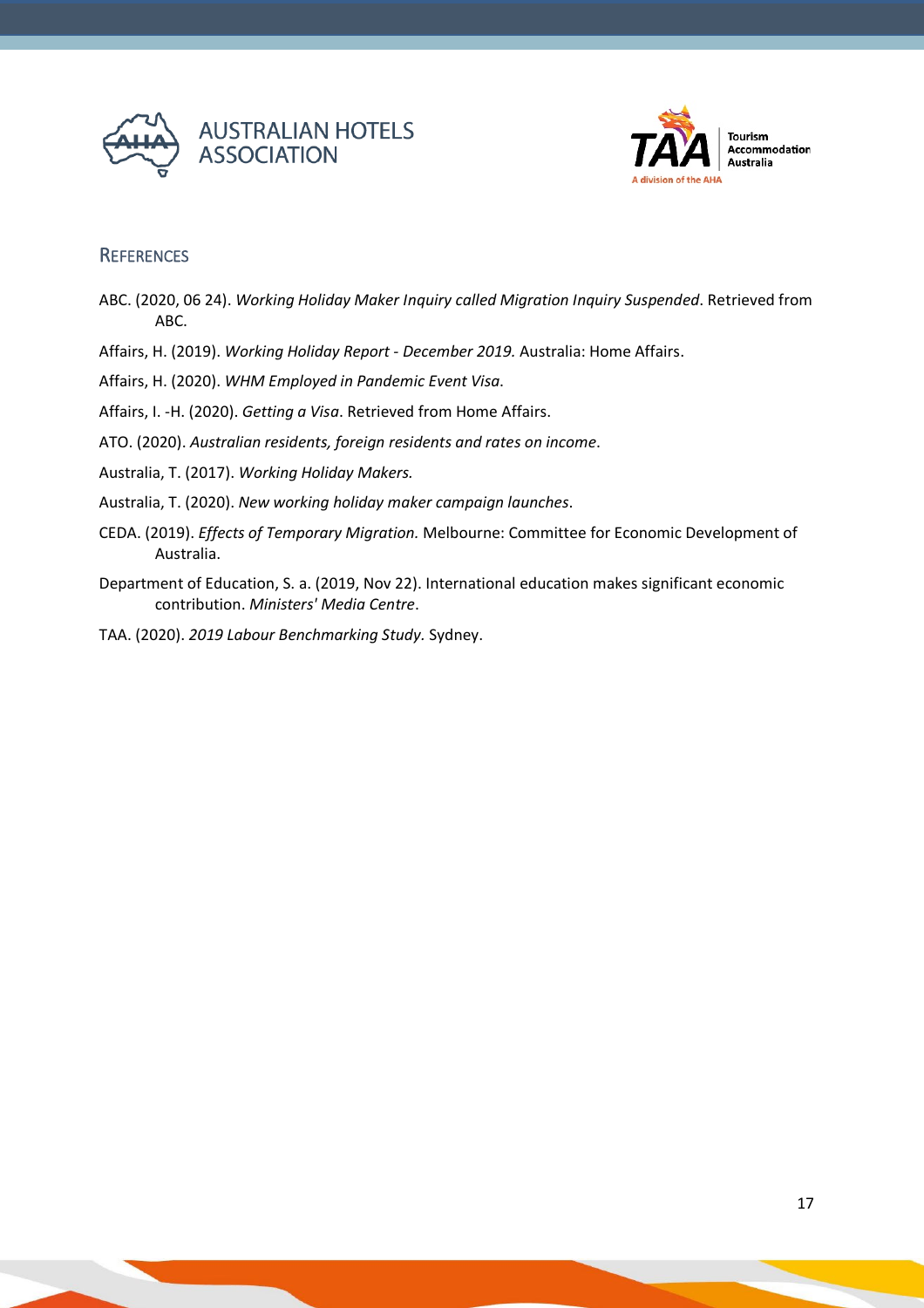## References

ABC. (2020, 06 24). *Working Holiday Maker Inquiry called Migration Inquiry Suspended*. Retrieved from ABC.

Affairs, H. (2019). *Working Holiday Report - December 2019.* Australia: Home Affairs.

Affairs, H. (2020). *WHM Employed in Pandemic Event Visa.*

Affairs, I. -H. (2020). *Getting a Visa*. Retrieved from Home Affairs.

ATO. (2020). *Australian residents, foreign residents and rates on income*.

Australia, T. (2017). *Working Holiday Makers.*

Australia, T. (2020). *New working holiday maker campaign launches*.

CEDA. (2019). *Effects of Temporary Migration.* Melbourne: Committee for Economic Development of Australia.

Department of Education, S. a. (2019, Nov 22). International education makes significant economic contribution. *Ministers' Media Centre*.

TAA. (2020). *2019 Labour Benchmarking Study*. Sydney.